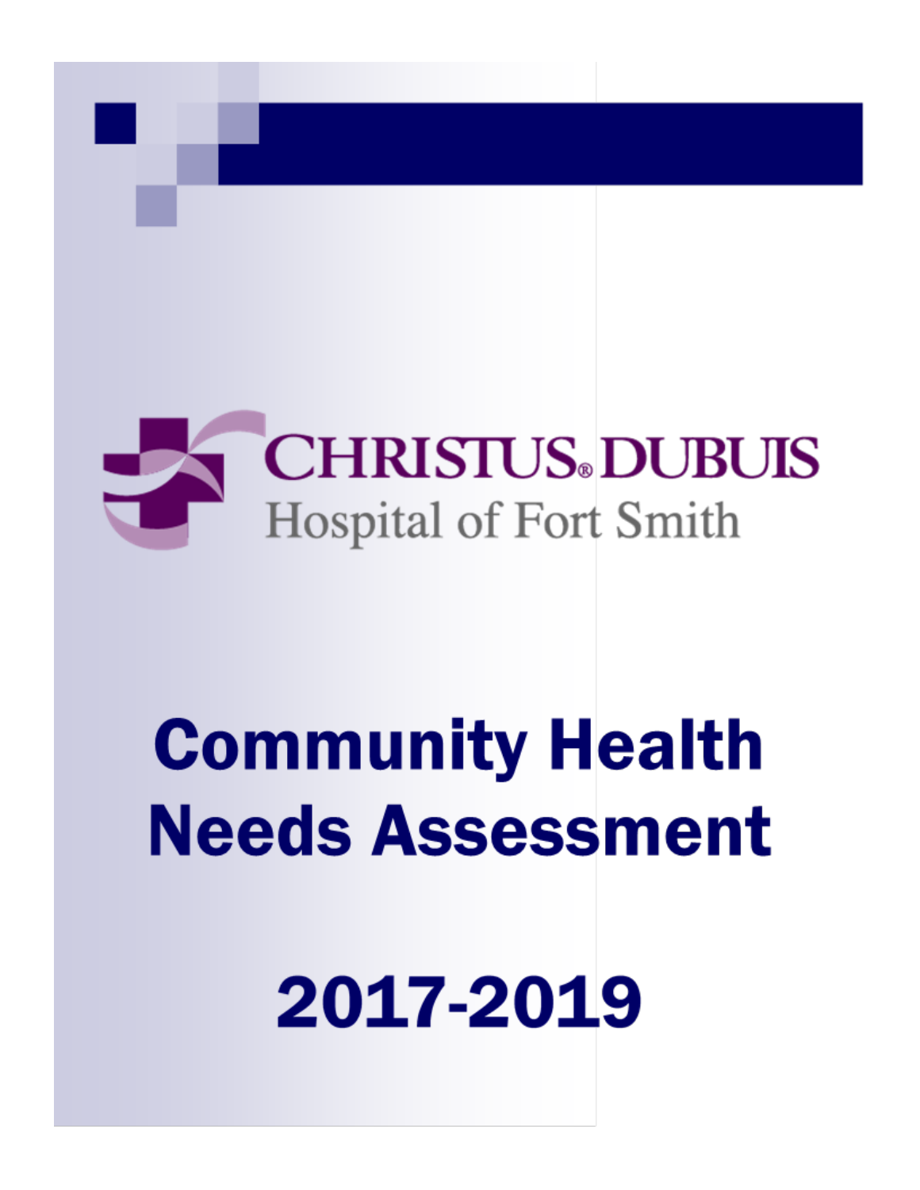CHRISTUS® DUBUIS

Hospital of Fort Smith

# Community Health Needs Assessment

# 2017-2019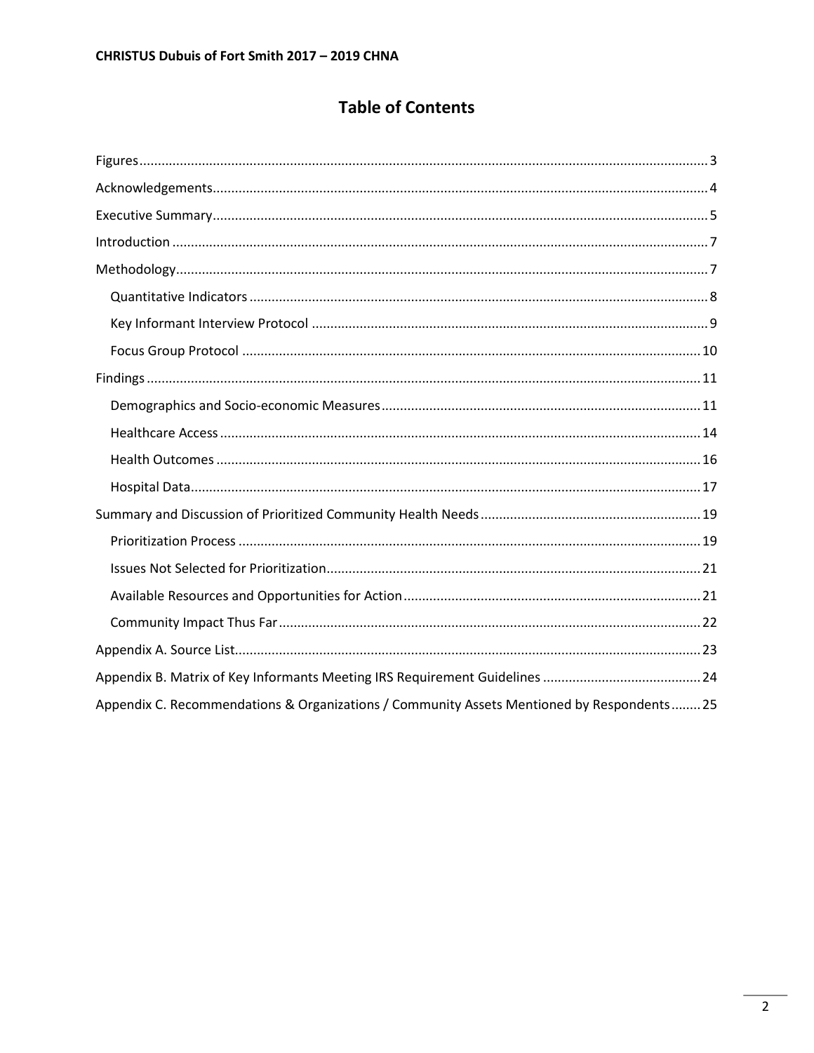# Table of Contents

Figures ........................................................................................................................................ 3

Acknowledgements ..................................................................................................................... 4

Executive Summary ..................................................................................................................... 5

Introduction ................................................................................................................................ 7

Methodology ............................................................................................................................... 7

- Quantitative Indicators ........................................................................................................... 8
- Key Informant Interview Protocol .......................................................................................... 9
- Focus Group Protocol ............................................................................................................ 10

Findings ..................................................................................................................................... 11

- Demographics and Socio-economic Measures ...................................................................... 11
- Healthcare Access ................................................................................................................. 14
- Health Outcomes .................................................................................................................. 16
- Hospital Data ......................................................................................................................... 17

Summary and Discussion of Prioritized Community Health Needs ........................................... 19

- Prioritization Process ............................................................................................................ 19
- Issues Not Selected for Prioritization .................................................................................... 21
- Available Resources and Opportunities for Action ................................................................ 21
- Community Impact Thus Far .................................................................................................. 22

Appendix A. Source List ............................................................................................................. 23

Appendix B. Matrix of Key Informants Meeting IRS Requirement Guidelines .......................... 24

Appendix C. Recommendations & Organizations / Community Assets Mentioned by Respondents ........ 25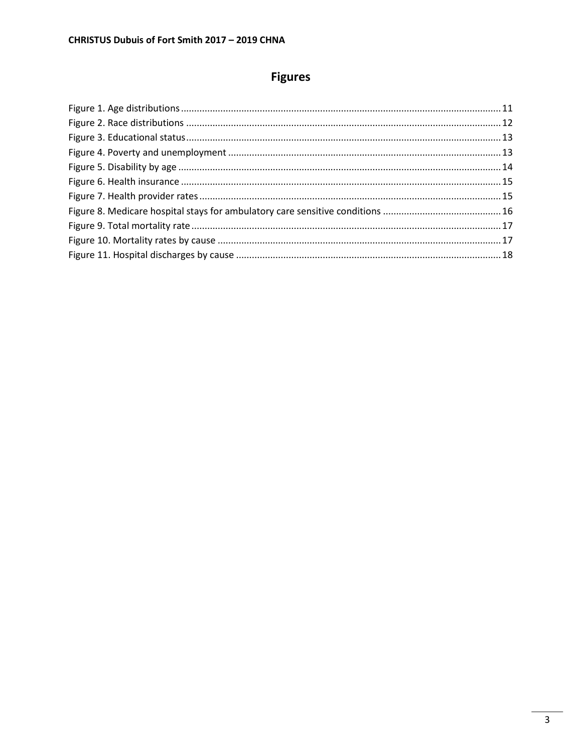# Figures

Figure 1. Age distributions ........ 11
Figure 2. Race distributions ........ 12
Figure 3. Educational status ........ 13
Figure 4. Poverty and unemployment ........ 13
Figure 5. Disability by age ........ 14
Figure 6. Health insurance ........ 15
Figure 7. Health provider rates ........ 15
Figure 8. Medicare hospital stays for ambulatory care sensitive conditions ........ 16
Figure 9. Total mortality rate ........ 17
Figure 10. Mortality rates by cause ........ 17
Figure 11. Hospital discharges by cause ........ 18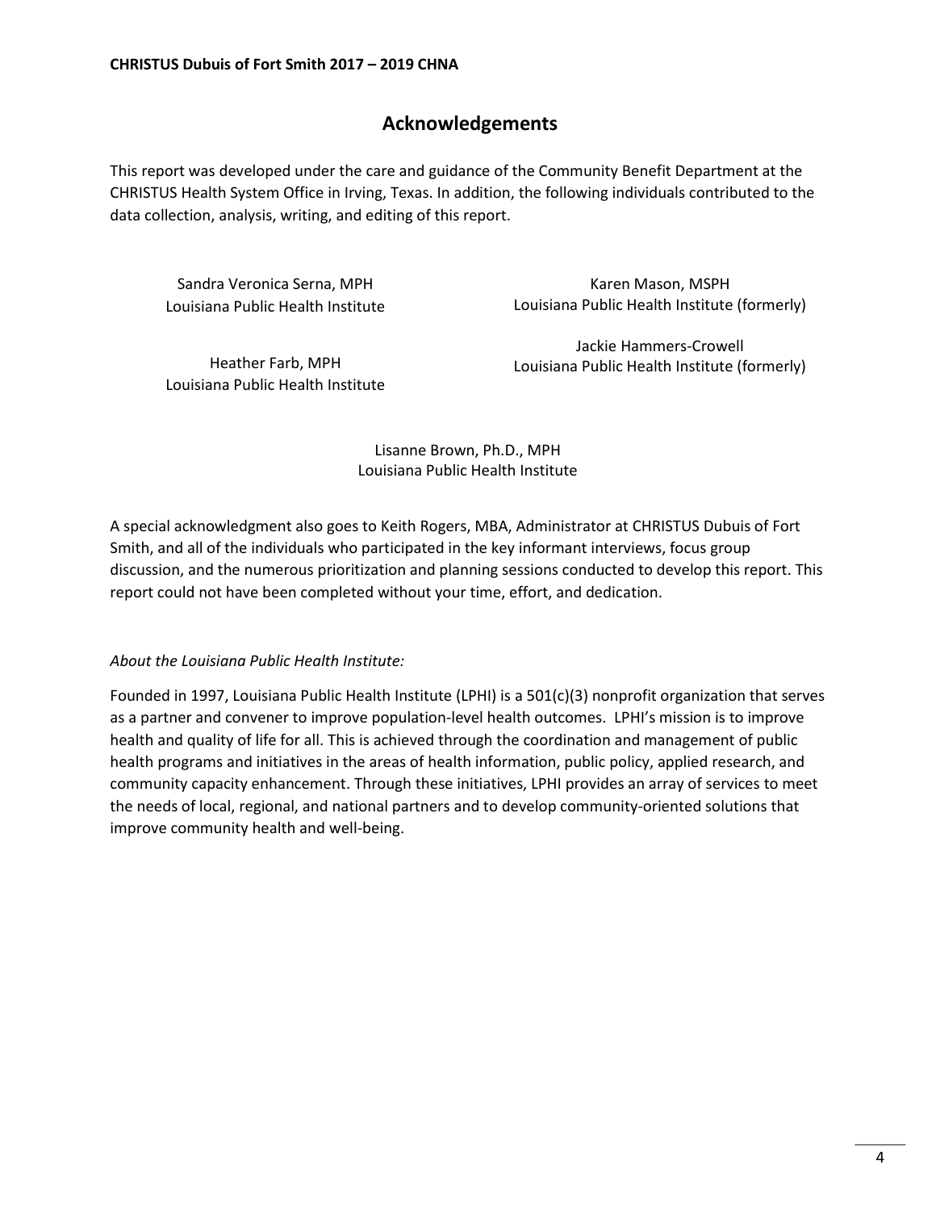## Acknowledgements

This report was developed under the care and guidance of the Community Benefit Department at the CHRISTUS Health System Office in Irving, Texas. In addition, the following individuals contributed to the data collection, analysis, writing, and editing of this report.

Sandra Veronica Serna, MPH
Louisiana Public Health Institute

Karen Mason, MSPH
Louisiana Public Health Institute (formerly)

Heather Farb, MPH
Louisiana Public Health Institute

Jackie Hammers-Crowell
Louisiana Public Health Institute (formerly)

Lisanne Brown, Ph.D., MPH
Louisiana Public Health Institute

A special acknowledgment also goes to Keith Rogers, MBA, Administrator at CHRISTUS Dubuis of Fort Smith, and all of the individuals who participated in the key informant interviews, focus group discussion, and the numerous prioritization and planning sessions conducted to develop this report. This report could not have been completed without your time, effort, and dedication.

*About the Louisiana Public Health Institute:*

Founded in 1997, Louisiana Public Health Institute (LPHI) is a 501(c)(3) nonprofit organization that serves as a partner and convener to improve population-level health outcomes. LPHI's mission is to improve health and quality of life for all. This is achieved through the coordination and management of public health programs and initiatives in the areas of health information, public policy, applied research, and community capacity enhancement. Through these initiatives, LPHI provides an array of services to meet the needs of local, regional, and national partners and to develop community-oriented solutions that improve community health and well-being.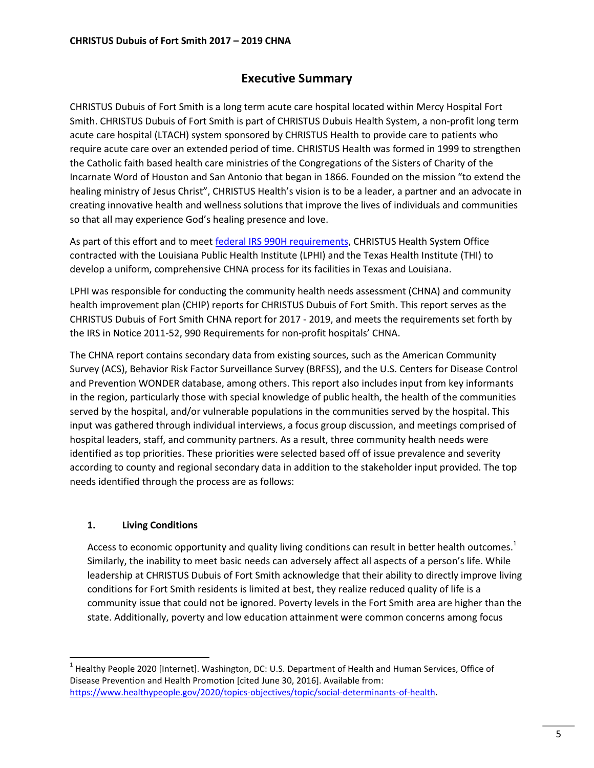## Executive Summary

CHRISTUS Dubuis of Fort Smith is a long term acute care hospital located within Mercy Hospital Fort Smith. CHRISTUS Dubuis of Fort Smith is part of CHRISTUS Dubuis Health System, a non-profit long term acute care hospital (LTACH) system sponsored by CHRISTUS Health to provide care to patients who require acute care over an extended period of time. CHRISTUS Health was formed in 1999 to strengthen the Catholic faith based health care ministries of the Congregations of the Sisters of Charity of the Incarnate Word of Houston and San Antonio that began in 1866. Founded on the mission "to extend the healing ministry of Jesus Christ", CHRISTUS Health's vision is to be a leader, a partner and an advocate in creating innovative health and wellness solutions that improve the lives of individuals and communities so that all may experience God's healing presence and love.

As part of this effort and to meet [federal IRS 990H requirements](), CHRISTUS Health System Office contracted with the Louisiana Public Health Institute (LPHI) and the Texas Health Institute (THI) to develop a uniform, comprehensive CHNA process for its facilities in Texas and Louisiana.

LPHI was responsible for conducting the community health needs assessment (CHNA) and community health improvement plan (CHIP) reports for CHRISTUS Dubuis of Fort Smith. This report serves as the CHRISTUS Dubuis of Fort Smith CHNA report for 2017 - 2019, and meets the requirements set forth by the IRS in Notice 2011-52, 990 Requirements for non-profit hospitals' CHNA.

The CHNA report contains secondary data from existing sources, such as the American Community Survey (ACS), Behavior Risk Factor Surveillance Survey (BRFSS), and the U.S. Centers for Disease Control and Prevention WONDER database, among others. This report also includes input from key informants in the region, particularly those with special knowledge of public health, the health of the communities served by the hospital, and/or vulnerable populations in the communities served by the hospital. This input was gathered through individual interviews, a focus group discussion, and meetings comprised of hospital leaders, staff, and community partners. As a result, three community health needs were identified as top priorities. These priorities were selected based off of issue prevalence and severity according to county and regional secondary data in addition to the stakeholder input provided. The top needs identified through the process are as follows:

### 1. Living Conditions

Access to economic opportunity and quality living conditions can result in better health outcomes.[1] Similarly, the inability to meet basic needs can adversely affect all aspects of a person's life. While leadership at CHRISTUS Dubuis of Fort Smith acknowledge that their ability to directly improve living conditions for Fort Smith residents is limited at best, they realize reduced quality of life is a community issue that could not be ignored. Poverty levels in the Fort Smith area are higher than the state. Additionally, poverty and low education attainment were common concerns among focus

---

[1] Healthy People 2020 [Internet]. Washington, DC: U.S. Department of Health and Human Services, Office of Disease Prevention and Health Promotion [cited June 30, 2016]. Available from: https://www.healthypeople.gov/2020/topics-objectives/topic/social-determinants-of-health.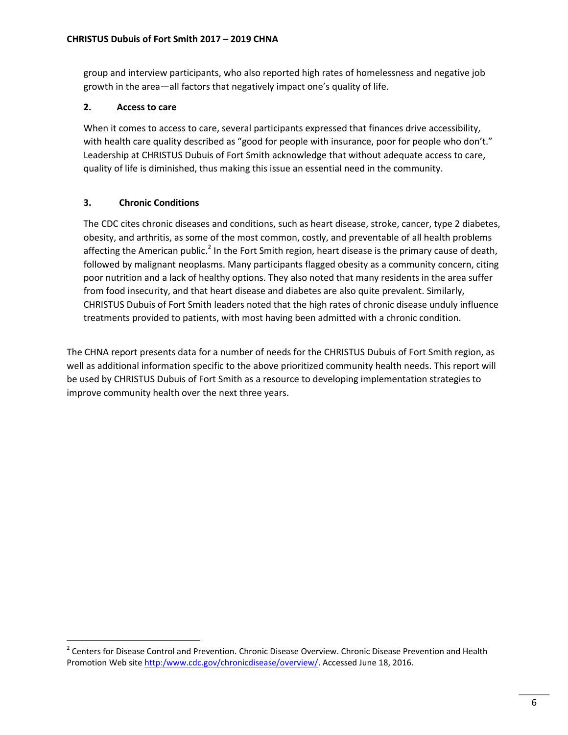group and interview participants, who also reported high rates of homelessness and negative job growth in the area—all factors that negatively impact one's quality of life.

**2. Access to care**

When it comes to access to care, several participants expressed that finances drive accessibility, with health care quality described as "good for people with insurance, poor for people who don't." Leadership at CHRISTUS Dubuis of Fort Smith acknowledge that without adequate access to care, quality of life is diminished, thus making this issue an essential need in the community.

**3. Chronic Conditions**

The CDC cites chronic diseases and conditions, such as heart disease, stroke, cancer, type 2 diabetes, obesity, and arthritis, as some of the most common, costly, and preventable of all health problems affecting the American public.[2] In the Fort Smith region, heart disease is the primary cause of death, followed by malignant neoplasms. Many participants flagged obesity as a community concern, citing poor nutrition and a lack of healthy options. They also noted that many residents in the area suffer from food insecurity, and that heart disease and diabetes are also quite prevalent. Similarly, CHRISTUS Dubuis of Fort Smith leaders noted that the high rates of chronic disease unduly influence treatments provided to patients, with most having been admitted with a chronic condition.

The CHNA report presents data for a number of needs for the CHRISTUS Dubuis of Fort Smith region, as well as additional information specific to the above prioritized community health needs. This report will be used by CHRISTUS Dubuis of Fort Smith as a resource to developing implementation strategies to improve community health over the next three years.

[2] Centers for Disease Control and Prevention. Chronic Disease Overview. Chronic Disease Prevention and Health Promotion Web site http:/www.cdc.gov/chronicdisease/overview/. Accessed June 18, 2016.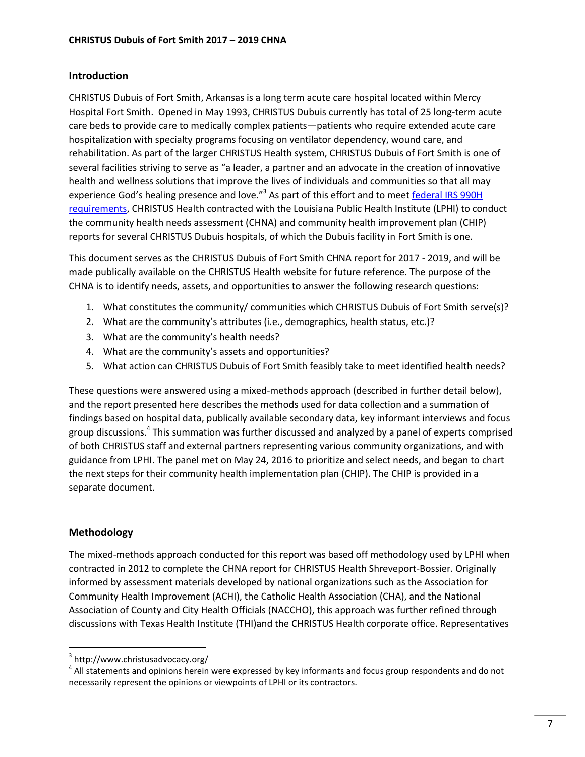## Introduction

CHRISTUS Dubuis of Fort Smith, Arkansas is a long term acute care hospital located within Mercy Hospital Fort Smith. Opened in May 1993, CHRISTUS Dubuis currently has total of 25 long-term acute care beds to provide care to medically complex patients—patients who require extended acute care hospitalization with specialty programs focusing on ventilator dependency, wound care, and rehabilitation. As part of the larger CHRISTUS Health system, CHRISTUS Dubuis of Fort Smith is one of several facilities striving to serve as "a leader, a partner and an advocate in the creation of innovative health and wellness solutions that improve the lives of individuals and communities so that all may experience God's healing presence and love."[3] As part of this effort and to meet federal IRS 990H requirements, CHRISTUS Health contracted with the Louisiana Public Health Institute (LPHI) to conduct the community health needs assessment (CHNA) and community health improvement plan (CHIP) reports for several CHRISTUS Dubuis hospitals, of which the Dubuis facility in Fort Smith is one.

This document serves as the CHRISTUS Dubuis of Fort Smith CHNA report for 2017 - 2019, and will be made publically available on the CHRISTUS Health website for future reference. The purpose of the CHNA is to identify needs, assets, and opportunities to answer the following research questions:

1. What constitutes the community/ communities which CHRISTUS Dubuis of Fort Smith serve(s)?
2. What are the community's attributes (i.e., demographics, health status, etc.)?
3. What are the community's health needs?
4. What are the community's assets and opportunities?
5. What action can CHRISTUS Dubuis of Fort Smith feasibly take to meet identified health needs?

These questions were answered using a mixed-methods approach (described in further detail below), and the report presented here describes the methods used for data collection and a summation of findings based on hospital data, publically available secondary data, key informant interviews and focus group discussions.[4] This summation was further discussed and analyzed by a panel of experts comprised of both CHRISTUS staff and external partners representing various community organizations, and with guidance from LPHI. The panel met on May 24, 2016 to prioritize and select needs, and began to chart the next steps for their community health implementation plan (CHIP). The CHIP is provided in a separate document.

## Methodology

The mixed-methods approach conducted for this report was based off methodology used by LPHI when contracted in 2012 to complete the CHNA report for CHRISTUS Health Shreveport-Bossier. Originally informed by assessment materials developed by national organizations such as the Association for Community Health Improvement (ACHI), the Catholic Health Association (CHA), and the National Association of County and City Health Officials (NACCHO), this approach was further refined through discussions with Texas Health Institute (THI)and the CHRISTUS Health corporate office. Representatives

---

[3] http://www.christusadvocacy.org/

[4] All statements and opinions herein were expressed by key informants and focus group respondents and do not necessarily represent the opinions or viewpoints of LPHI or its contractors.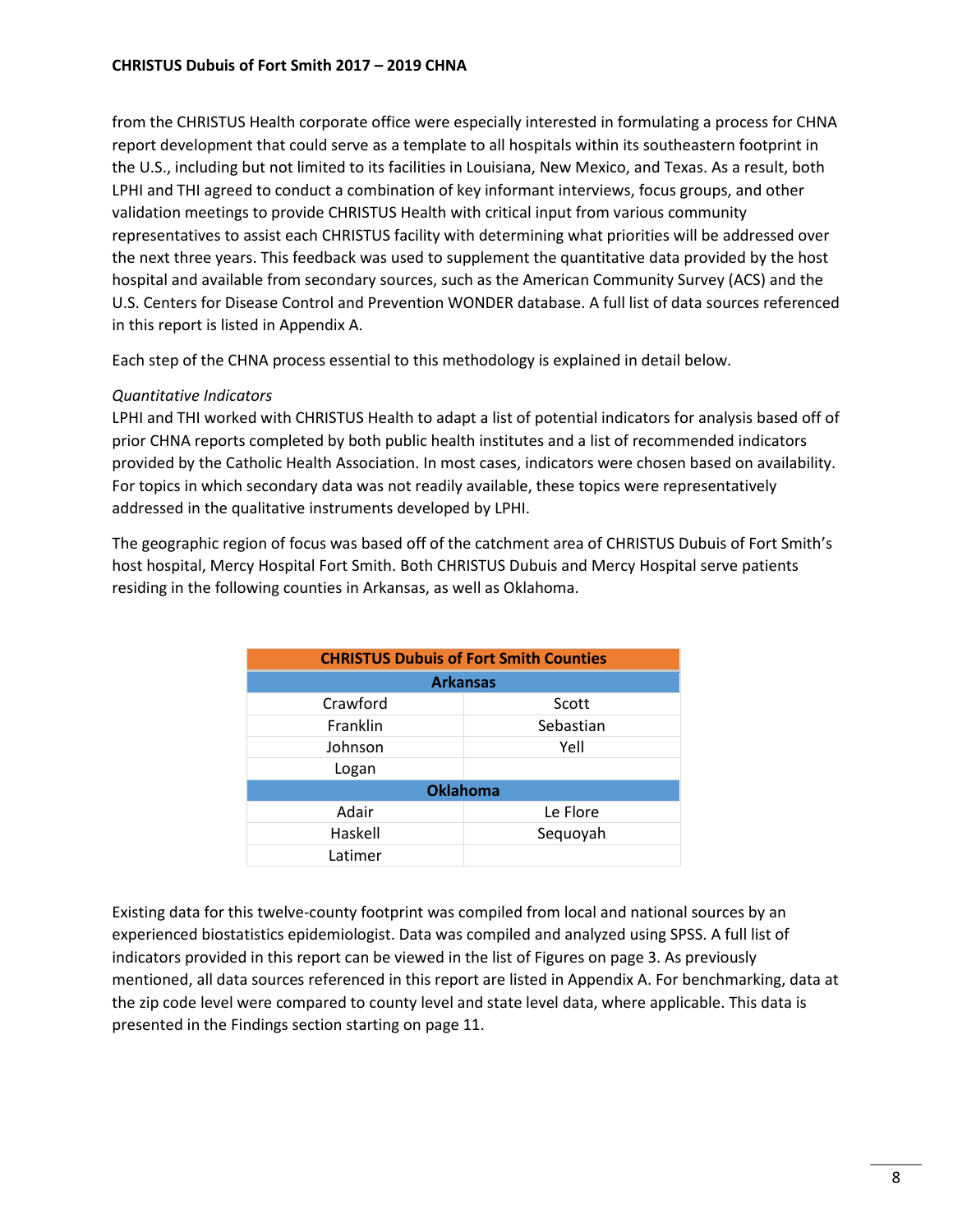from the CHRISTUS Health corporate office were especially interested in formulating a process for CHNA report development that could serve as a template to all hospitals within its southeastern footprint in the U.S., including but not limited to its facilities in Louisiana, New Mexico, and Texas. As a result, both LPHI and THI agreed to conduct a combination of key informant interviews, focus groups, and other validation meetings to provide CHRISTUS Health with critical input from various community representatives to assist each CHRISTUS facility with determining what priorities will be addressed over the next three years. This feedback was used to supplement the quantitative data provided by the host hospital and available from secondary sources, such as the American Community Survey (ACS) and the U.S. Centers for Disease Control and Prevention WONDER database. A full list of data sources referenced in this report is listed in Appendix A.

Each step of the CHNA process essential to this methodology is explained in detail below.

*Quantitative Indicators*

LPHI and THI worked with CHRISTUS Health to adapt a list of potential indicators for analysis based off of prior CHNA reports completed by both public health institutes and a list of recommended indicators provided by the Catholic Health Association. In most cases, indicators were chosen based on availability. For topics in which secondary data was not readily available, these topics were representatively addressed in the qualitative instruments developed by LPHI.

The geographic region of focus was based off of the catchment area of CHRISTUS Dubuis of Fort Smith's host hospital, Mercy Hospital Fort Smith. Both CHRISTUS Dubuis and Mercy Hospital serve patients residing in the following counties in Arkansas, as well as Oklahoma.

| **CHRISTUS Dubuis of Fort Smith Counties** | |
|---|---|
| **Arkansas** | |
| Crawford | Scott |
| Franklin | Sebastian |
| Johnson | Yell |
| Logan | |
| **Oklahoma** | |
| Adair | Le Flore |
| Haskell | Sequoyah |
| Latimer | |

Existing data for this twelve-county footprint was compiled from local and national sources by an experienced biostatistics epidemiologist. Data was compiled and analyzed using SPSS. A full list of indicators provided in this report can be viewed in the list of Figures on page 3. As previously mentioned, all data sources referenced in this report are listed in Appendix A. For benchmarking, data at the zip code level were compared to county level and state level data, where applicable. This data is presented in the Findings section starting on page 11.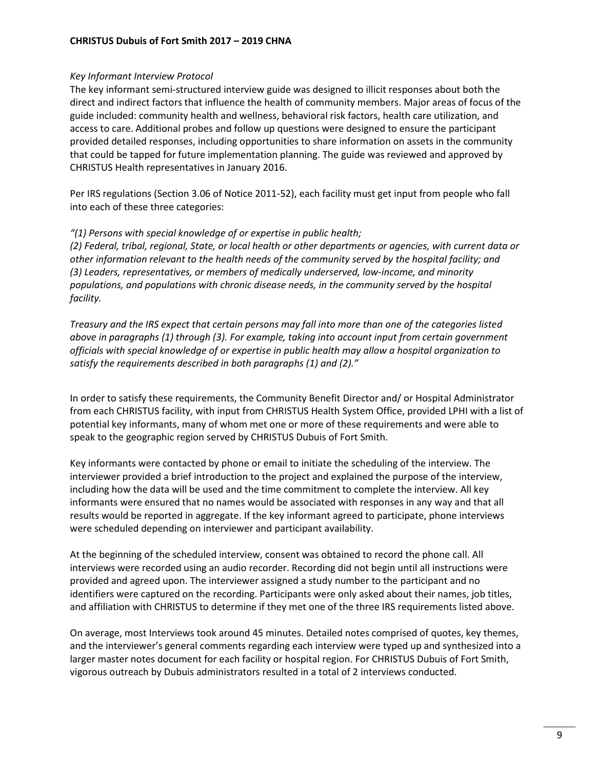*Key Informant Interview Protocol*

The key informant semi-structured interview guide was designed to illicit responses about both the direct and indirect factors that influence the health of community members. Major areas of focus of the guide included: community health and wellness, behavioral risk factors, health care utilization, and access to care. Additional probes and follow up questions were designed to ensure the participant provided detailed responses, including opportunities to share information on assets in the community that could be tapped for future implementation planning. The guide was reviewed and approved by CHRISTUS Health representatives in January 2016.

Per IRS regulations (Section 3.06 of Notice 2011-52), each facility must get input from people who fall into each of these three categories:

*"(1) Persons with special knowledge of or expertise in public health;*
*(2) Federal, tribal, regional, State, or local health or other departments or agencies, with current data or other information relevant to the health needs of the community served by the hospital facility; and*
*(3) Leaders, representatives, or members of medically underserved, low-income, and minority populations, and populations with chronic disease needs, in the community served by the hospital facility.*

*Treasury and the IRS expect that certain persons may fall into more than one of the categories listed above in paragraphs (1) through (3). For example, taking into account input from certain government officials with special knowledge of or expertise in public health may allow a hospital organization to satisfy the requirements described in both paragraphs (1) and (2)."*

In order to satisfy these requirements, the Community Benefit Director and/ or Hospital Administrator from each CHRISTUS facility, with input from CHRISTUS Health System Office, provided LPHI with a list of potential key informants, many of whom met one or more of these requirements and were able to speak to the geographic region served by CHRISTUS Dubuis of Fort Smith.

Key informants were contacted by phone or email to initiate the scheduling of the interview. The interviewer provided a brief introduction to the project and explained the purpose of the interview, including how the data will be used and the time commitment to complete the interview. All key informants were ensured that no names would be associated with responses in any way and that all results would be reported in aggregate. If the key informant agreed to participate, phone interviews were scheduled depending on interviewer and participant availability.

At the beginning of the scheduled interview, consent was obtained to record the phone call. All interviews were recorded using an audio recorder. Recording did not begin until all instructions were provided and agreed upon. The interviewer assigned a study number to the participant and no identifiers were captured on the recording. Participants were only asked about their names, job titles, and affiliation with CHRISTUS to determine if they met one of the three IRS requirements listed above.

On average, most Interviews took around 45 minutes. Detailed notes comprised of quotes, key themes, and the interviewer's general comments regarding each interview were typed up and synthesized into a larger master notes document for each facility or hospital region. For CHRISTUS Dubuis of Fort Smith, vigorous outreach by Dubuis administrators resulted in a total of 2 interviews conducted.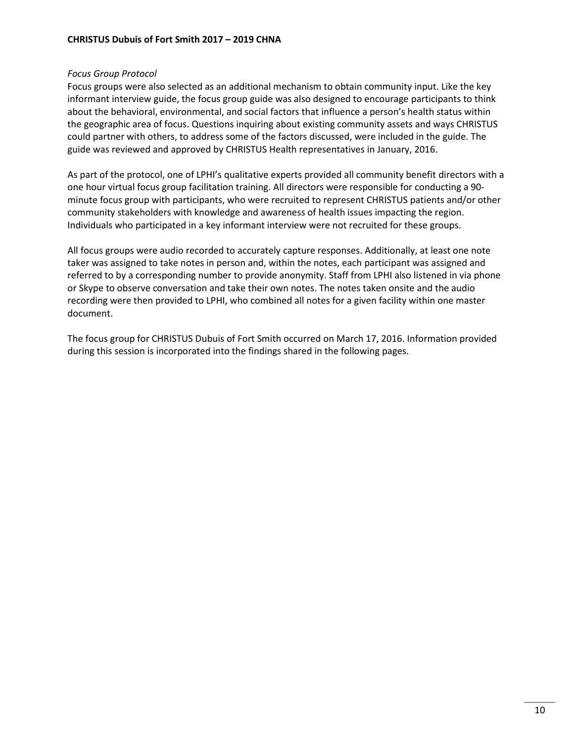*Focus Group Protocol*

Focus groups were also selected as an additional mechanism to obtain community input. Like the key informant interview guide, the focus group guide was also designed to encourage participants to think about the behavioral, environmental, and social factors that influence a person's health status within the geographic area of focus. Questions inquiring about existing community assets and ways CHRISTUS could partner with others, to address some of the factors discussed, were included in the guide. The guide was reviewed and approved by CHRISTUS Health representatives in January, 2016.

As part of the protocol, one of LPHI's qualitative experts provided all community benefit directors with a one hour virtual focus group facilitation training. All directors were responsible for conducting a 90-minute focus group with participants, who were recruited to represent CHRISTUS patients and/or other community stakeholders with knowledge and awareness of health issues impacting the region. Individuals who participated in a key informant interview were not recruited for these groups.

All focus groups were audio recorded to accurately capture responses. Additionally, at least one note taker was assigned to take notes in person and, within the notes, each participant was assigned and referred to by a corresponding number to provide anonymity. Staff from LPHI also listened in via phone or Skype to observe conversation and take their own notes. The notes taken onsite and the audio recording were then provided to LPHI, who combined all notes for a given facility within one master document.

The focus group for CHRISTUS Dubuis of Fort Smith occurred on March 17, 2016. Information provided during this session is incorporated into the findings shared in the following pages.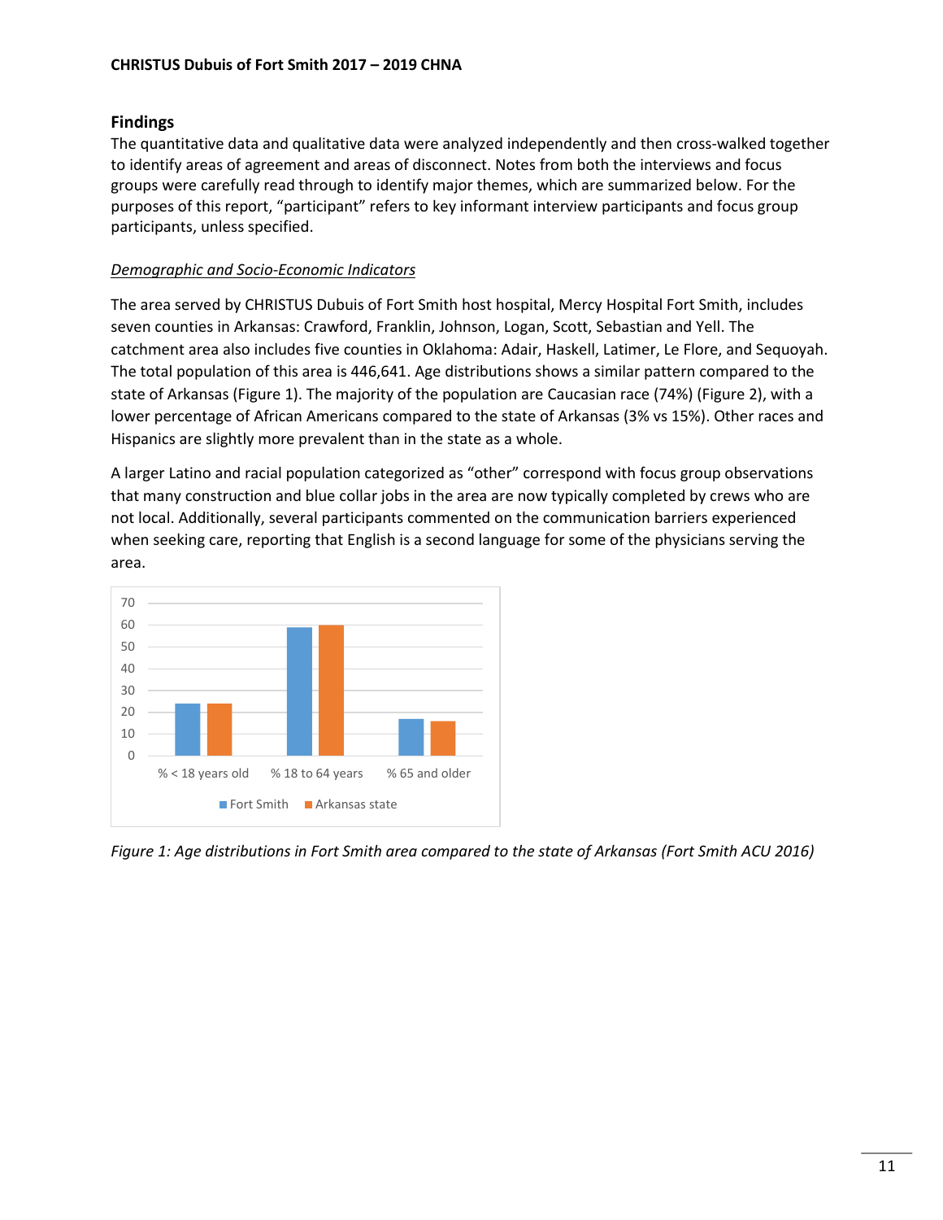## Findings

The quantitative data and qualitative data were analyzed independently and then cross-walked together to identify areas of agreement and areas of disconnect. Notes from both the interviews and focus groups were carefully read through to identify major themes, which are summarized below. For the purposes of this report, "participant" refers to key informant interview participants and focus group participants, unless specified.

### *Demographic and Socio-Economic Indicators*

The area served by CHRISTUS Dubuis of Fort Smith host hospital, Mercy Hospital Fort Smith, includes seven counties in Arkansas: Crawford, Franklin, Johnson, Logan, Scott, Sebastian and Yell. The catchment area also includes five counties in Oklahoma: Adair, Haskell, Latimer, Le Flore, and Sequoyah. The total population of this area is 446,641. Age distributions shows a similar pattern compared to the state of Arkansas (Figure 1). The majority of the population are Caucasian race (74%) (Figure 2), with a lower percentage of African Americans compared to the state of Arkansas (3% vs 15%). Other races and Hispanics are slightly more prevalent than in the state as a whole.

A larger Latino and racial population categorized as "other" correspond with focus group observations that many construction and blue collar jobs in the area are now typically completed by crews who are not local. Additionally, several participants commented on the communication barriers experienced when seeking care, reporting that English is a second language for some of the physicians serving the area.

70
60
50
40
30
20
10
0

% < 18 years old
% 18 to 64 years
% 65 and older

Fort Smith
Arkansas state

*Figure 1: Age distributions in Fort Smith area compared to the state of Arkansas (Fort Smith ACU 2016)*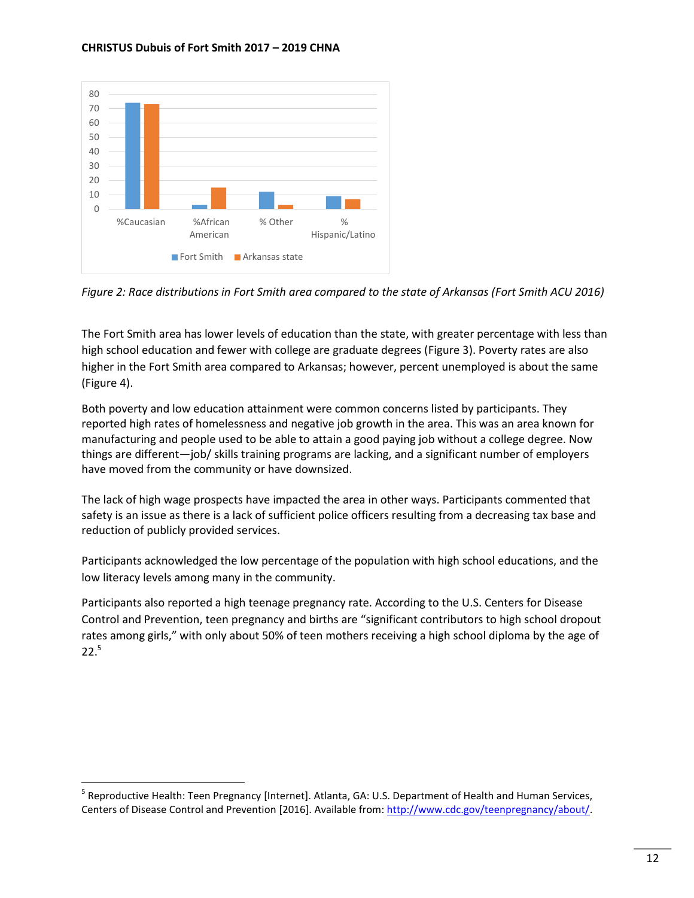80
70
60
50
40
30
20
10
0

%Caucasian
%African American
% Other
% Hispanic/Latino

Fort Smith
Arkansas state

*Figure 2: Race distributions in Fort Smith area compared to the state of Arkansas (Fort Smith ACU 2016)*

The Fort Smith area has lower levels of education than the state, with greater percentage with less than high school education and fewer with college are graduate degrees (Figure 3). Poverty rates are also higher in the Fort Smith area compared to Arkansas; however, percent unemployed is about the same (Figure 4).

Both poverty and low education attainment were common concerns listed by participants. They reported high rates of homelessness and negative job growth in the area. This was an area known for manufacturing and people used to be able to attain a good paying job without a college degree. Now things are different—job/ skills training programs are lacking, and a significant number of employers have moved from the community or have downsized.

The lack of high wage prospects have impacted the area in other ways. Participants commented that safety is an issue as there is a lack of sufficient police officers resulting from a decreasing tax base and reduction of publicly provided services.

Participants acknowledged the low percentage of the population with high school educations, and the low literacy levels among many in the community.

Participants also reported a high teenage pregnancy rate. According to the U.S. Centers for Disease Control and Prevention, teen pregnancy and births are "significant contributors to high school dropout rates among girls," with only about 50% of teen mothers receiving a high school diploma by the age of 22.[5]

---

[5] Reproductive Health: Teen Pregnancy [Internet]. Atlanta, GA: U.S. Department of Health and Human Services, Centers of Disease Control and Prevention [2016]. Available from: http://www.cdc.gov/teenpregnancy/about/.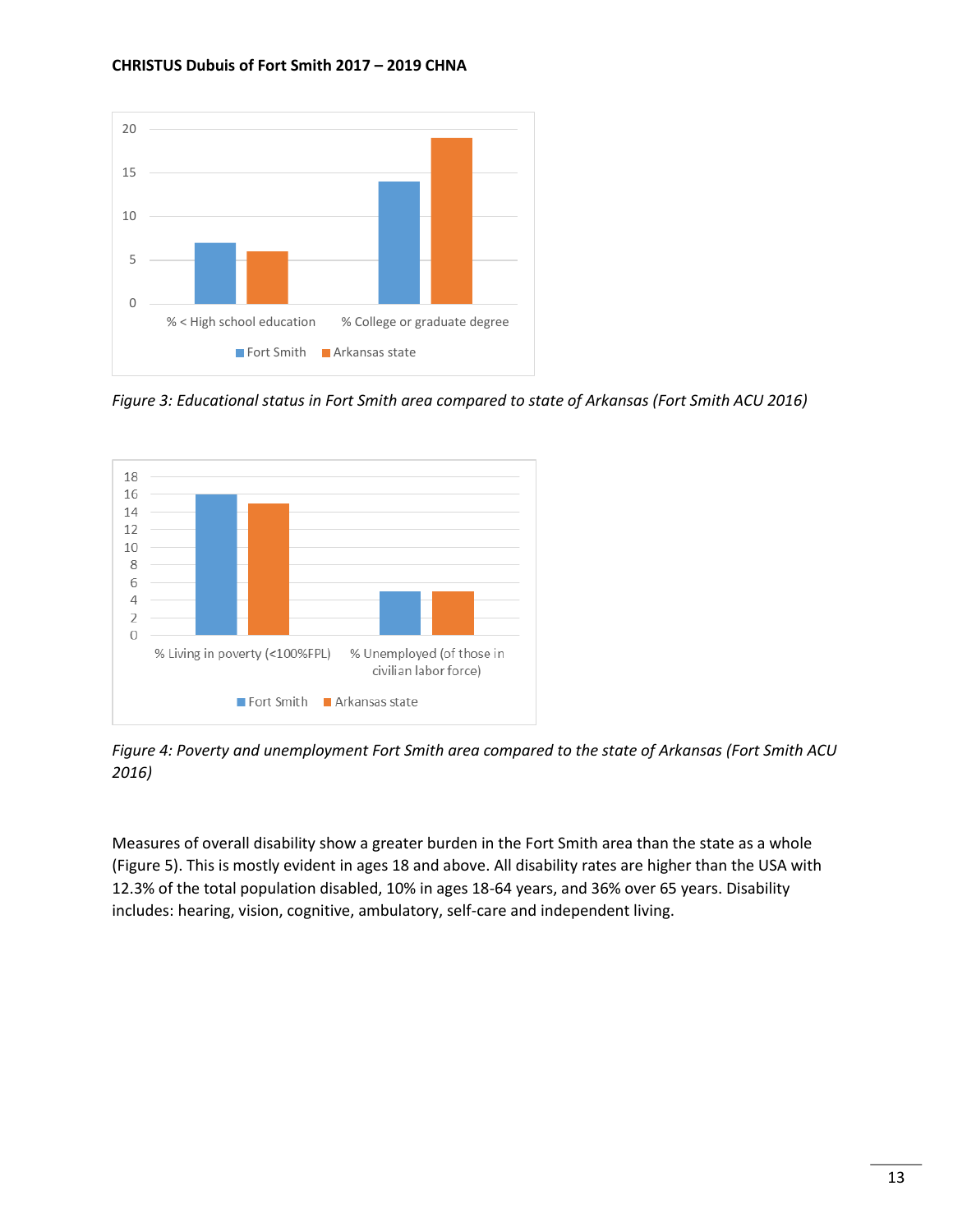20
15
10
5
0

% < High school education
% College or graduate degree

Fort Smith
Arkansas state

*Figure 3: Educational status in Fort Smith area compared to state of Arkansas (Fort Smith ACU 2016)*

18
16
14
12
10
8
6
4
2
0

% Living in poverty (<100%FPL)
% Unemployed (of those in civilian labor force)

Fort Smith
Arkansas state

*Figure 4: Poverty and unemployment Fort Smith area compared to the state of Arkansas (Fort Smith ACU 2016)*

Measures of overall disability show a greater burden in the Fort Smith area than the state as a whole (Figure 5). This is mostly evident in ages 18 and above. All disability rates are higher than the USA with 12.3% of the total population disabled, 10% in ages 18-64 years, and 36% over 65 years. Disability includes: hearing, vision, cognitive, ambulatory, self-care and independent living.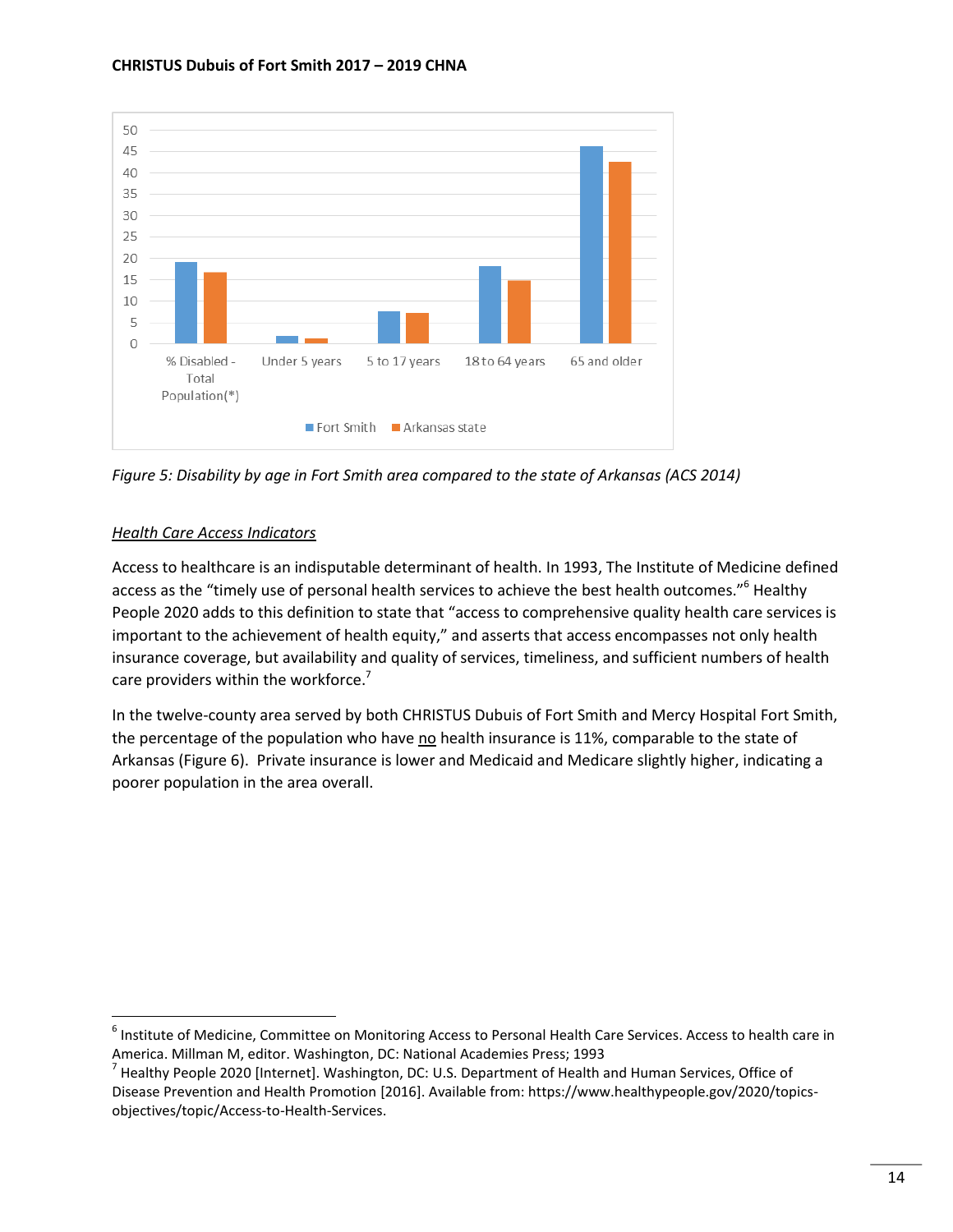50
45
40
35
30
25
20
15
10
5
0

% Disabled - Total Population(*)
Under 5 years
5 to 17 years
18 to 64 years
65 and older

Fort Smith
Arkansas state

*Figure 5: Disability by age in Fort Smith area compared to the state of Arkansas (ACS 2014)*

## *Health Care Access Indicators*

Access to healthcare is an indisputable determinant of health. In 1993, The Institute of Medicine defined access as the "timely use of personal health services to achieve the best health outcomes."[6] Healthy People 2020 adds to this definition to state that "access to comprehensive quality health care services is important to the achievement of health equity," and asserts that access encompasses not only health insurance coverage, but availability and quality of services, timeliness, and sufficient numbers of health care providers within the workforce.[7]

In the twelve-county area served by both CHRISTUS Dubuis of Fort Smith and Mercy Hospital Fort Smith, the percentage of the population who have no health insurance is 11%, comparable to the state of Arkansas (Figure 6). Private insurance is lower and Medicaid and Medicare slightly higher, indicating a poorer population in the area overall.

[6] Institute of Medicine, Committee on Monitoring Access to Personal Health Care Services. Access to health care in America. Millman M, editor. Washington, DC: National Academies Press; 1993

[7] Healthy People 2020 [Internet]. Washington, DC: U.S. Department of Health and Human Services, Office of Disease Prevention and Health Promotion [2016]. Available from: https://www.healthypeople.gov/2020/topics-objectives/topic/Access-to-Health-Services.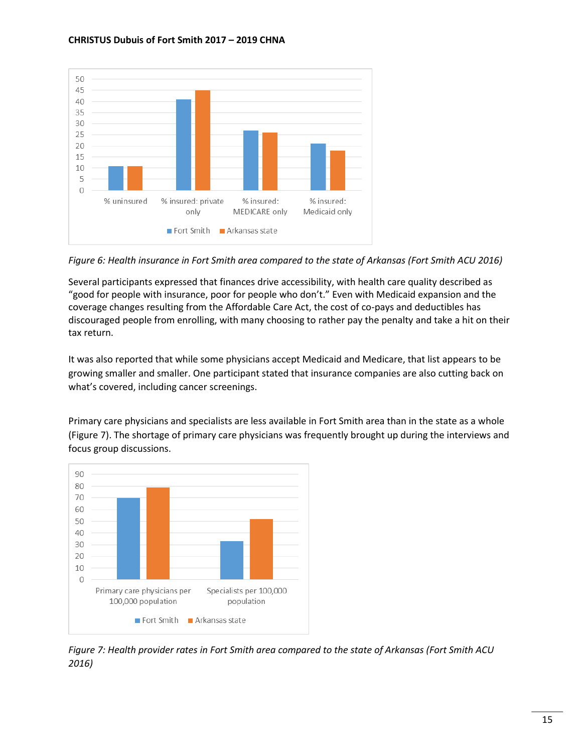50
45
40
35
30
25
20
15
10
5
0

% uninsured
% insured: private only
% insured: MEDICARE only
% insured: Medicaid only

Fort Smith
Arkansas state

*Figure 6: Health insurance in Fort Smith area compared to the state of Arkansas (Fort Smith ACU 2016)*

Several participants expressed that finances drive accessibility, with health care quality described as "good for people with insurance, poor for people who don't." Even with Medicaid expansion and the coverage changes resulting from the Affordable Care Act, the cost of co-pays and deductibles has discouraged people from enrolling, with many choosing to rather pay the penalty and take a hit on their tax return.

It was also reported that while some physicians accept Medicaid and Medicare, that list appears to be growing smaller and smaller. One participant stated that insurance companies are also cutting back on what's covered, including cancer screenings.

Primary care physicians and specialists are less available in Fort Smith area than in the state as a whole (Figure 7). The shortage of primary care physicians was frequently brought up during the interviews and focus group discussions.

90
80
70
60
50
40
30
20
10
0

Primary care physicians per 100,000 population
Specialists per 100,000 population

Fort Smith
Arkansas state

*Figure 7: Health provider rates in Fort Smith area compared to the state of Arkansas (Fort Smith ACU 2016)*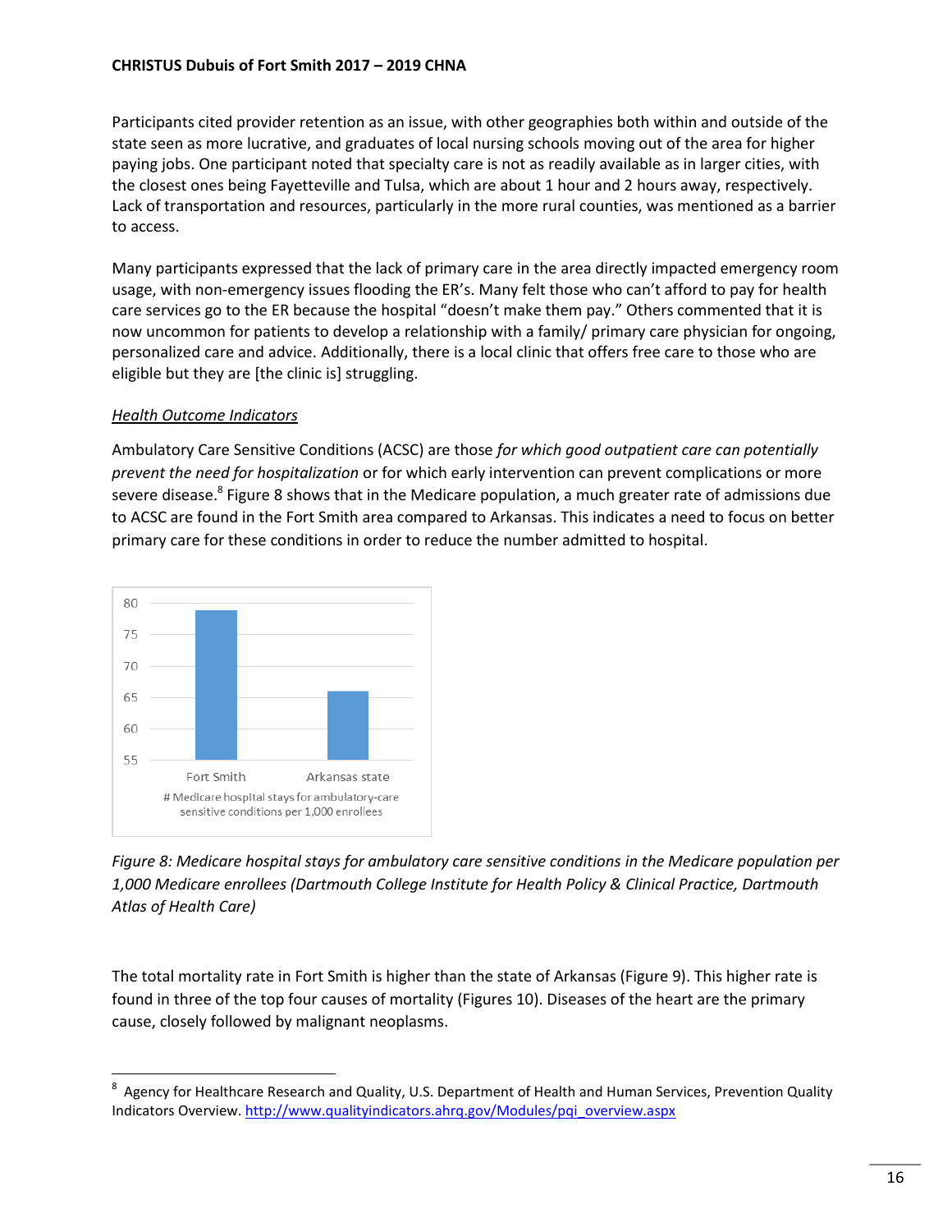Participants cited provider retention as an issue, with other geographies both within and outside of the state seen as more lucrative, and graduates of local nursing schools moving out of the area for higher paying jobs. One participant noted that specialty care is not as readily available as in larger cities, with the closest ones being Fayetteville and Tulsa, which are about 1 hour and 2 hours away, respectively. Lack of transportation and resources, particularly in the more rural counties, was mentioned as a barrier to access.

Many participants expressed that the lack of primary care in the area directly impacted emergency room usage, with non-emergency issues flooding the ER's. Many felt those who can't afford to pay for health care services go to the ER because the hospital "doesn't make them pay." Others commented that it is now uncommon for patients to develop a relationship with a family/ primary care physician for ongoing, personalized care and advice. Additionally, there is a local clinic that offers free care to those who are eligible but they are [the clinic is] struggling.

*Health Outcome Indicators*

Ambulatory Care Sensitive Conditions (ACSC) are those *for which good outpatient care can potentially prevent the need for hospitalization* or for which early intervention can prevent complications or more severe disease.[8] Figure 8 shows that in the Medicare population, a much greater rate of admissions due to ACSC are found in the Fort Smith area compared to Arkansas. This indicates a need to focus on better primary care for these conditions in order to reduce the number admitted to hospital.

80
75
70
65
60
55
Fort Smith
Arkansas state
# Medicare hospital stays for ambulatory-care sensitive conditions per 1,000 enrollees

*Figure 8: Medicare hospital stays for ambulatory care sensitive conditions in the Medicare population per 1,000 Medicare enrollees (Dartmouth College Institute for Health Policy & Clinical Practice, Dartmouth Atlas of Health Care)*

The total mortality rate in Fort Smith is higher than the state of Arkansas (Figure 9). This higher rate is found in three of the top four causes of mortality (Figures 10). Diseases of the heart are the primary cause, closely followed by malignant neoplasms.

---

[8] Agency for Healthcare Research and Quality, U.S. Department of Health and Human Services, Prevention Quality Indicators Overview. http://www.qualityindicators.ahrq.gov/Modules/pqi_overview.aspx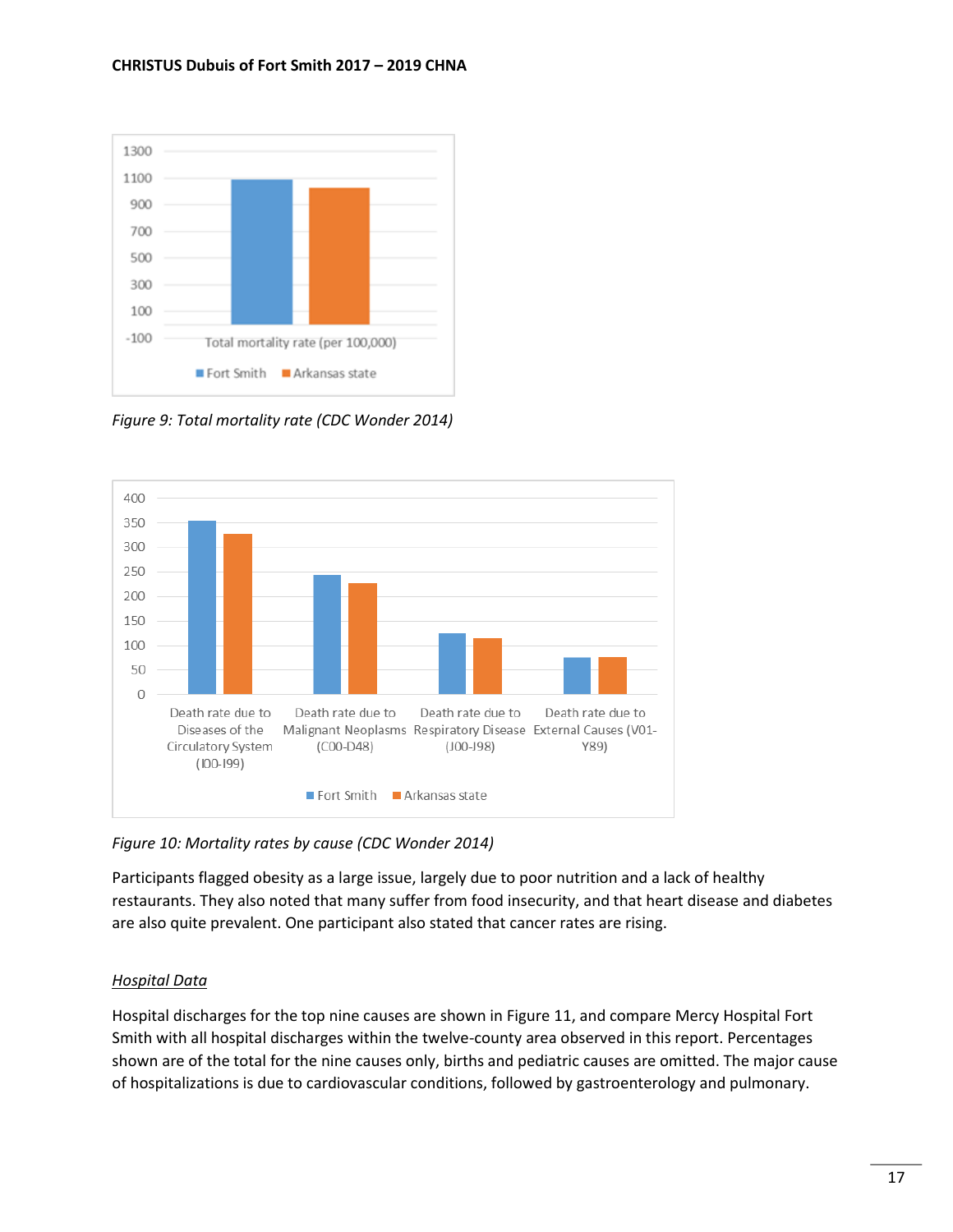Figure 9: Total mortality rate (CDC Wonder 2014)

Figure 10: Mortality rates by cause (CDC Wonder 2014)

Participants flagged obesity as a large issue, largely due to poor nutrition and a lack of healthy restaurants. They also noted that many suffer from food insecurity, and that heart disease and diabetes are also quite prevalent. One participant also stated that cancer rates are rising.

### *Hospital Data*

Hospital discharges for the top nine causes are shown in Figure 11, and compare Mercy Hospital Fort Smith with all hospital discharges within the twelve-county area observed in this report. Percentages shown are of the total for the nine causes only, births and pediatric causes are omitted. The major cause of hospitalizations is due to cardiovascular conditions, followed by gastroenterology and pulmonary.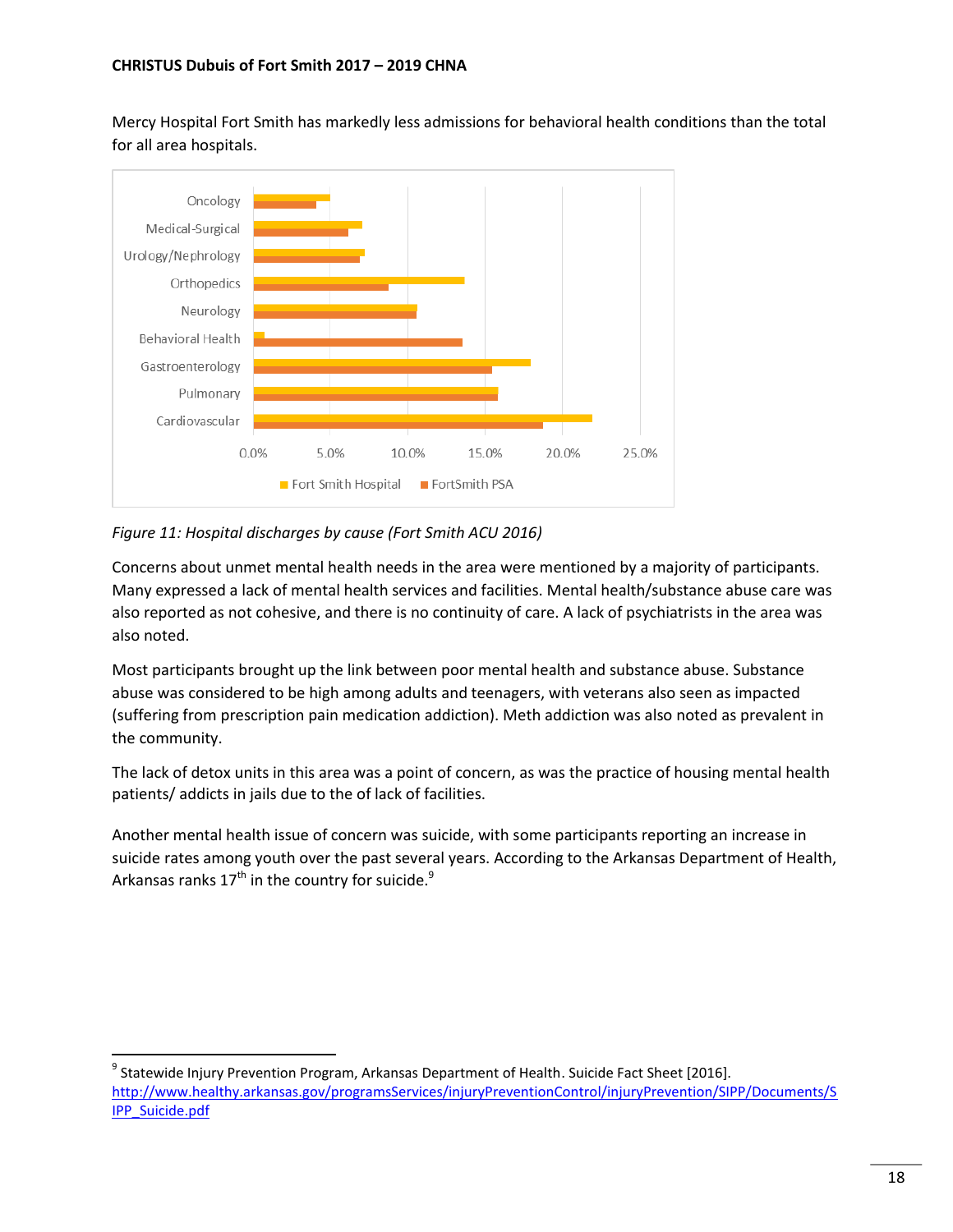Mercy Hospital Fort Smith has markedly less admissions for behavioral health conditions than the total for all area hospitals.

Oncology
Medical-Surgical
Urology/Nephrology
Orthopedics
Neurology
Behavioral Health
Gastroenterology
Pulmonary
Cardiovascular

0.0% 5.0% 10.0% 15.0% 20.0% 25.0%

Fort Smith Hospital
FortSmith PSA

*Figure 11: Hospital discharges by cause (Fort Smith ACU 2016)*

Concerns about unmet mental health needs in the area were mentioned by a majority of participants. Many expressed a lack of mental health services and facilities. Mental health/substance abuse care was also reported as not cohesive, and there is no continuity of care. A lack of psychiatrists in the area was also noted.

Most participants brought up the link between poor mental health and substance abuse. Substance abuse was considered to be high among adults and teenagers, with veterans also seen as impacted (suffering from prescription pain medication addiction). Meth addiction was also noted as prevalent in the community.

The lack of detox units in this area was a point of concern, as was the practice of housing mental health patients/ addicts in jails due to the of lack of facilities.

Another mental health issue of concern was suicide, with some participants reporting an increase in suicide rates among youth over the past several years. According to the Arkansas Department of Health, Arkansas ranks 17th in the country for suicide.[9]

---

[9] Statewide Injury Prevention Program, Arkansas Department of Health. Suicide Fact Sheet [2016]. http://www.healthy.arkansas.gov/programsServices/injuryPreventionControl/injuryPrevention/SIPP/Documents/SIPP_Suicide.pdf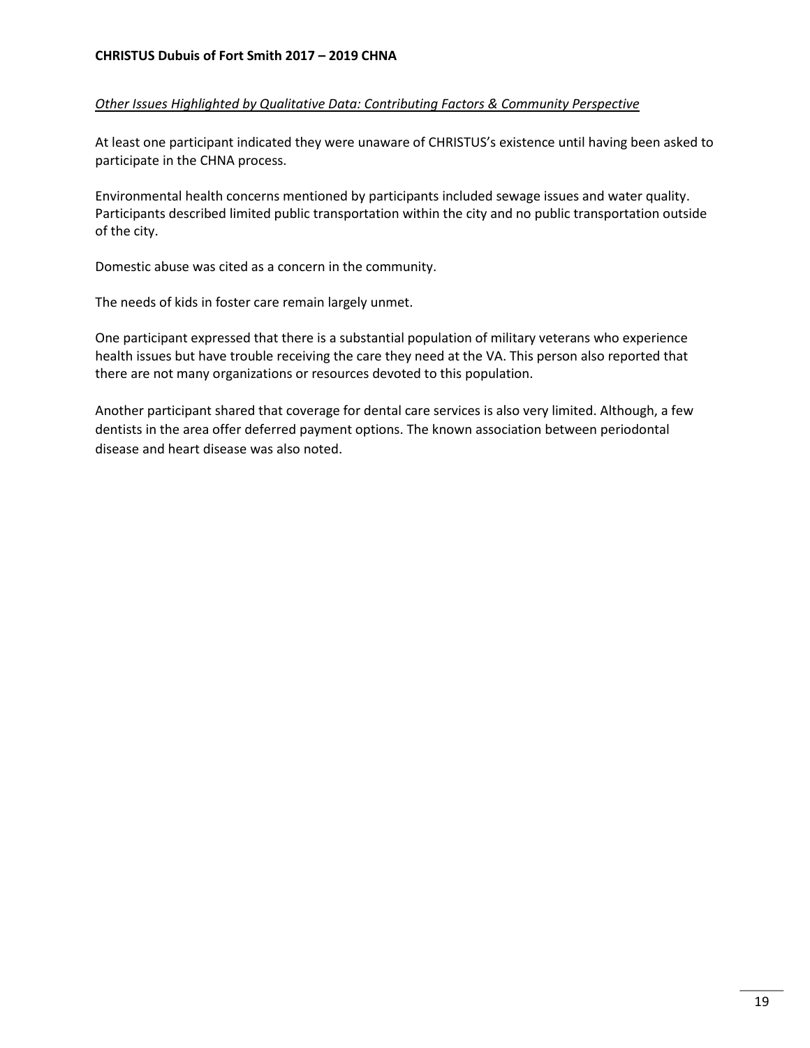*Other Issues Highlighted by Qualitative Data: Contributing Factors & Community Perspective*

At least one participant indicated they were unaware of CHRISTUS's existence until having been asked to participate in the CHNA process.

Environmental health concerns mentioned by participants included sewage issues and water quality. Participants described limited public transportation within the city and no public transportation outside of the city.

Domestic abuse was cited as a concern in the community.

The needs of kids in foster care remain largely unmet.

One participant expressed that there is a substantial population of military veterans who experience health issues but have trouble receiving the care they need at the VA. This person also reported that there are not many organizations or resources devoted to this population.

Another participant shared that coverage for dental care services is also very limited. Although, a few dentists in the area offer deferred payment options. The known association between periodontal disease and heart disease was also noted.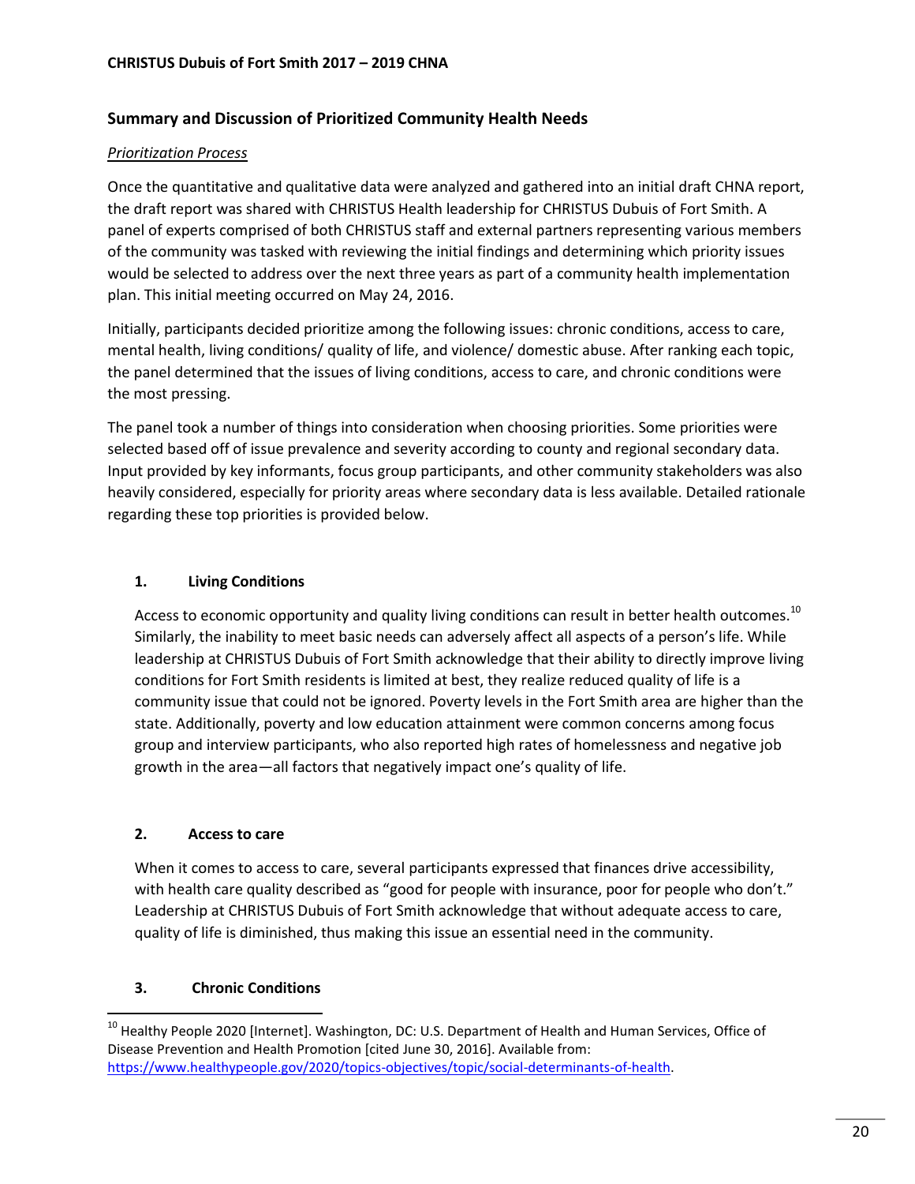## Summary and Discussion of Prioritized Community Health Needs

*Prioritization Process*

Once the quantitative and qualitative data were analyzed and gathered into an initial draft CHNA report, the draft report was shared with CHRISTUS Health leadership for CHRISTUS Dubuis of Fort Smith. A panel of experts comprised of both CHRISTUS staff and external partners representing various members of the community was tasked with reviewing the initial findings and determining which priority issues would be selected to address over the next three years as part of a community health implementation plan. This initial meeting occurred on May 24, 2016.

Initially, participants decided prioritize among the following issues: chronic conditions, access to care, mental health, living conditions/ quality of life, and violence/ domestic abuse. After ranking each topic, the panel determined that the issues of living conditions, access to care, and chronic conditions were the most pressing.

The panel took a number of things into consideration when choosing priorities. Some priorities were selected based off of issue prevalence and severity according to county and regional secondary data. Input provided by key informants, focus group participants, and other community stakeholders was also heavily considered, especially for priority areas where secondary data is less available. Detailed rationale regarding these top priorities is provided below.

### 1. Living Conditions

Access to economic opportunity and quality living conditions can result in better health outcomes.[10] Similarly, the inability to meet basic needs can adversely affect all aspects of a person's life. While leadership at CHRISTUS Dubuis of Fort Smith acknowledge that their ability to directly improve living conditions for Fort Smith residents is limited at best, they realize reduced quality of life is a community issue that could not be ignored. Poverty levels in the Fort Smith area are higher than the state. Additionally, poverty and low education attainment were common concerns among focus group and interview participants, who also reported high rates of homelessness and negative job growth in the area—all factors that negatively impact one's quality of life.

### 2. Access to care

When it comes to access to care, several participants expressed that finances drive accessibility, with health care quality described as "good for people with insurance, poor for people who don't." Leadership at CHRISTUS Dubuis of Fort Smith acknowledge that without adequate access to care, quality of life is diminished, thus making this issue an essential need in the community.

### 3. Chronic Conditions

[10] Healthy People 2020 [Internet]. Washington, DC: U.S. Department of Health and Human Services, Office of Disease Prevention and Health Promotion [cited June 30, 2016]. Available from: https://www.healthypeople.gov/2020/topics-objectives/topic/social-determinants-of-health.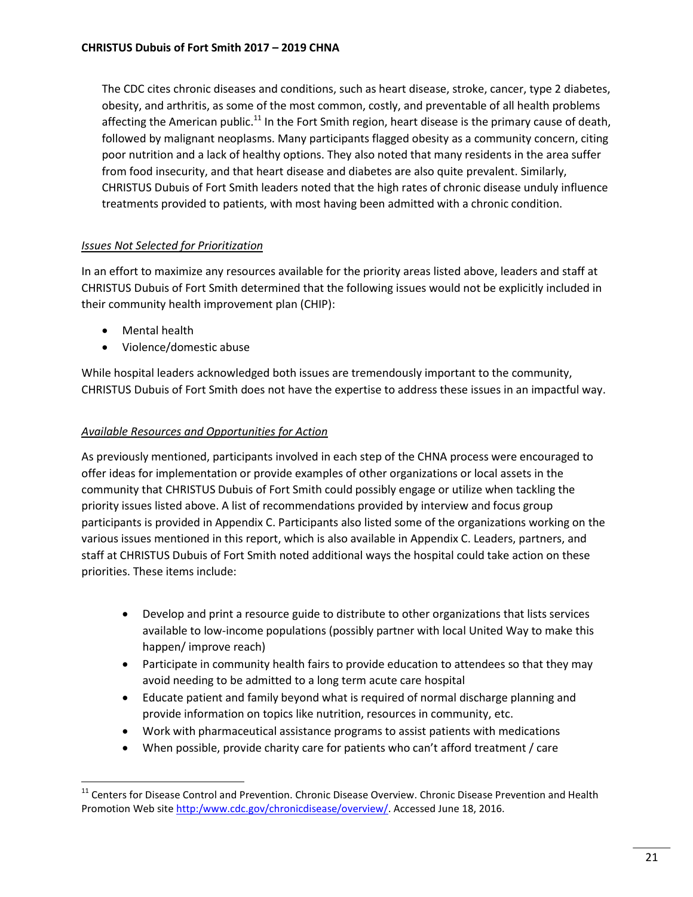The CDC cites chronic diseases and conditions, such as heart disease, stroke, cancer, type 2 diabetes, obesity, and arthritis, as some of the most common, costly, and preventable of all health problems affecting the American public.[11] In the Fort Smith region, heart disease is the primary cause of death, followed by malignant neoplasms. Many participants flagged obesity as a community concern, citing poor nutrition and a lack of healthy options. They also noted that many residents in the area suffer from food insecurity, and that heart disease and diabetes are also quite prevalent. Similarly, CHRISTUS Dubuis of Fort Smith leaders noted that the high rates of chronic disease unduly influence treatments provided to patients, with most having been admitted with a chronic condition.

*Issues Not Selected for Prioritization*

In an effort to maximize any resources available for the priority areas listed above, leaders and staff at CHRISTUS Dubuis of Fort Smith determined that the following issues would not be explicitly included in their community health improvement plan (CHIP):

- Mental health
- Violence/domestic abuse

While hospital leaders acknowledged both issues are tremendously important to the community, CHRISTUS Dubuis of Fort Smith does not have the expertise to address these issues in an impactful way.

*Available Resources and Opportunities for Action*

As previously mentioned, participants involved in each step of the CHNA process were encouraged to offer ideas for implementation or provide examples of other organizations or local assets in the community that CHRISTUS Dubuis of Fort Smith could possibly engage or utilize when tackling the priority issues listed above. A list of recommendations provided by interview and focus group participants is provided in Appendix C. Participants also listed some of the organizations working on the various issues mentioned in this report, which is also available in Appendix C. Leaders, partners, and staff at CHRISTUS Dubuis of Fort Smith noted additional ways the hospital could take action on these priorities. These items include:

- Develop and print a resource guide to distribute to other organizations that lists services available to low-income populations (possibly partner with local United Way to make this happen/ improve reach)
- Participate in community health fairs to provide education to attendees so that they may avoid needing to be admitted to a long term acute care hospital
- Educate patient and family beyond what is required of normal discharge planning and provide information on topics like nutrition, resources in community, etc.
- Work with pharmaceutical assistance programs to assist patients with medications
- When possible, provide charity care for patients who can't afford treatment / care

[11] Centers for Disease Control and Prevention. Chronic Disease Overview. Chronic Disease Prevention and Health Promotion Web site http:/www.cdc.gov/chronicdisease/overview/. Accessed June 18, 2016.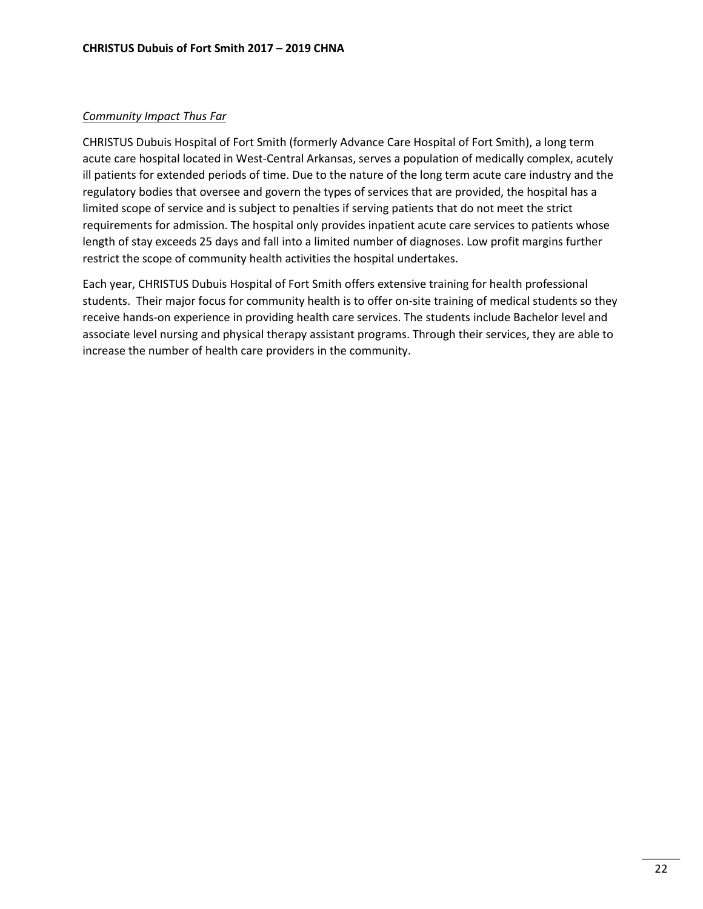*Community Impact Thus Far*

CHRISTUS Dubuis Hospital of Fort Smith (formerly Advance Care Hospital of Fort Smith), a long term acute care hospital located in West-Central Arkansas, serves a population of medically complex, acutely ill patients for extended periods of time. Due to the nature of the long term acute care industry and the regulatory bodies that oversee and govern the types of services that are provided, the hospital has a limited scope of service and is subject to penalties if serving patients that do not meet the strict requirements for admission. The hospital only provides inpatient acute care services to patients whose length of stay exceeds 25 days and fall into a limited number of diagnoses. Low profit margins further restrict the scope of community health activities the hospital undertakes.

Each year, CHRISTUS Dubuis Hospital of Fort Smith offers extensive training for health professional students. Their major focus for community health is to offer on-site training of medical students so they receive hands-on experience in providing health care services. The students include Bachelor level and associate level nursing and physical therapy assistant programs. Through their services, they are able to increase the number of health care providers in the community.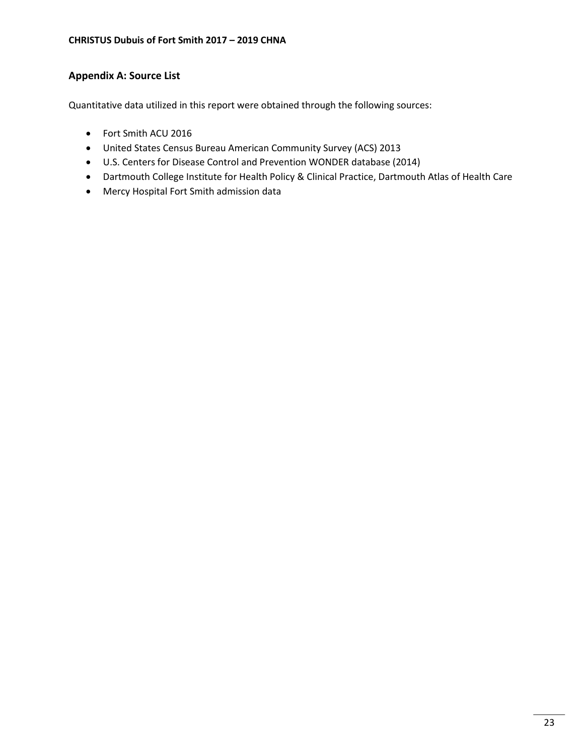## Appendix A: Source List

Quantitative data utilized in this report were obtained through the following sources:

- Fort Smith ACU 2016
- United States Census Bureau American Community Survey (ACS) 2013
- U.S. Centers for Disease Control and Prevention WONDER database (2014)
- Dartmouth College Institute for Health Policy & Clinical Practice, Dartmouth Atlas of Health Care
- Mercy Hospital Fort Smith admission data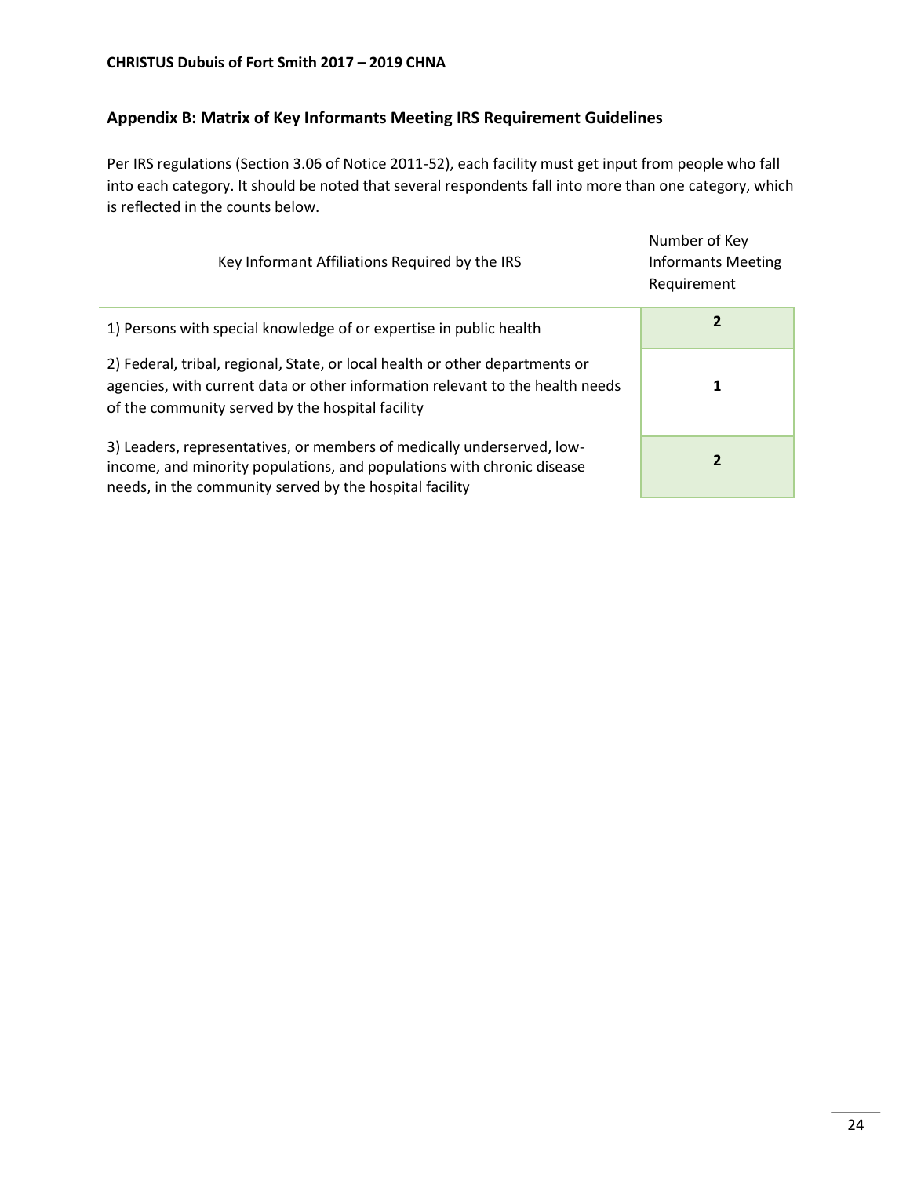## Appendix B: Matrix of Key Informants Meeting IRS Requirement Guidelines

Per IRS regulations (Section 3.06 of Notice 2011-52), each facility must get input from people who fall into each category. It should be noted that several respondents fall into more than one category, which is reflected in the counts below.

| Key Informant Affiliations Required by the IRS | Number of Key Informants Meeting Requirement |
|---|---|
| 1) Persons with special knowledge of or expertise in public health | **2** |
| 2) Federal, tribal, regional, State, or local health or other departments or agencies, with current data or other information relevant to the health needs of the community served by the hospital facility | **1** |
| 3) Leaders, representatives, or members of medically underserved, low-income, and minority populations, and populations with chronic disease needs, in the community served by the hospital facility | **2** |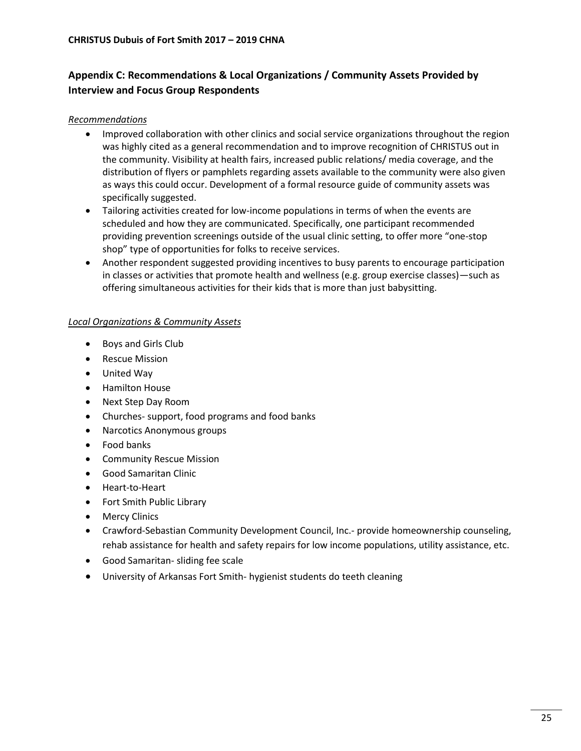## Appendix C: Recommendations & Local Organizations / Community Assets Provided by Interview and Focus Group Respondents

*Recommendations*

- Improved collaboration with other clinics and social service organizations throughout the region was highly cited as a general recommendation and to improve recognition of CHRISTUS out in the community. Visibility at health fairs, increased public relations/ media coverage, and the distribution of flyers or pamphlets regarding assets available to the community were also given as ways this could occur. Development of a formal resource guide of community assets was specifically suggested.
- Tailoring activities created for low-income populations in terms of when the events are scheduled and how they are communicated. Specifically, one participant recommended providing prevention screenings outside of the usual clinic setting, to offer more "one-stop shop" type of opportunities for folks to receive services.
- Another respondent suggested providing incentives to busy parents to encourage participation in classes or activities that promote health and wellness (e.g. group exercise classes)—such as offering simultaneous activities for their kids that is more than just babysitting.

*Local Organizations & Community Assets*

- Boys and Girls Club
- Rescue Mission
- United Way
- Hamilton House
- Next Step Day Room
- Churches- support, food programs and food banks
- Narcotics Anonymous groups
- Food banks
- Community Rescue Mission
- Good Samaritan Clinic
- Heart-to-Heart
- Fort Smith Public Library
- Mercy Clinics
- Crawford-Sebastian Community Development Council, Inc.- provide homeownership counseling, rehab assistance for health and safety repairs for low income populations, utility assistance, etc.
- Good Samaritan- sliding fee scale
- University of Arkansas Fort Smith- hygienist students do teeth cleaning